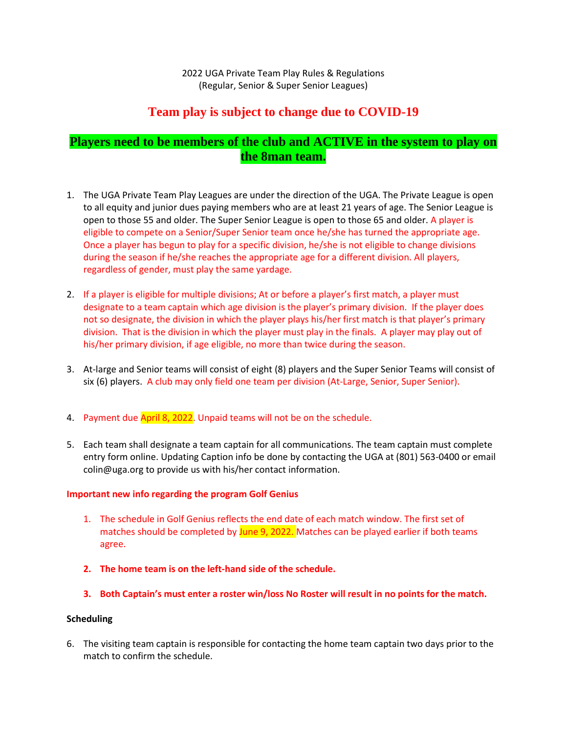2022 UGA Private Team Play Rules & Regulations
(Regular, Senior & Super Senior Leagues)

## Team play is subject to change due to COVID-19

## Players need to be members of the club and ACTIVE in the system to play on the 8man team.

1. The UGA Private Team Play Leagues are under the direction of the UGA. The Private League is open to all equity and junior dues paying members who are at least 21 years of age. The Senior League is open to those 55 and older. The Super Senior League is open to those 65 and older. A player is eligible to compete on a Senior/Super Senior team once he/she has turned the appropriate age. Once a player has begun to play for a specific division, he/she is not eligible to change divisions during the season if he/she reaches the appropriate age for a different division. All players, regardless of gender, must play the same yardage.

2. If a player is eligible for multiple divisions; At or before a player's first match, a player must designate to a team captain which age division is the player's primary division. If the player does not so designate, the division in which the player plays his/her first match is that player's primary division. That is the division in which the player must play in the finals. A player may play out of his/her primary division, if age eligible, no more than twice during the season.

3. At-large and Senior teams will consist of eight (8) players and the Super Senior Teams will consist of six (6) players. A club may only field one team per division (At-Large, Senior, Super Senior).

4. Payment due April 8, 2022. Unpaid teams will not be on the schedule.

5. Each team shall designate a team captain for all communications. The team captain must complete entry form online. Updating Caption info be done by contacting the UGA at (801) 563-0400 or email colin@uga.org to provide us with his/her contact information.

**Important new info regarding the program Golf Genius**

1. The schedule in Golf Genius reflects the end date of each match window. The first set of matches should be completed by June 9, 2022. Matches can be played earlier if both teams agree.

2. **The home team is on the left-hand side of the schedule.**

3. **Both Captain's must enter a roster win/loss No Roster will result in no points for the match.**

**Scheduling**

6. The visiting team captain is responsible for contacting the home team captain two days prior to the match to confirm the schedule.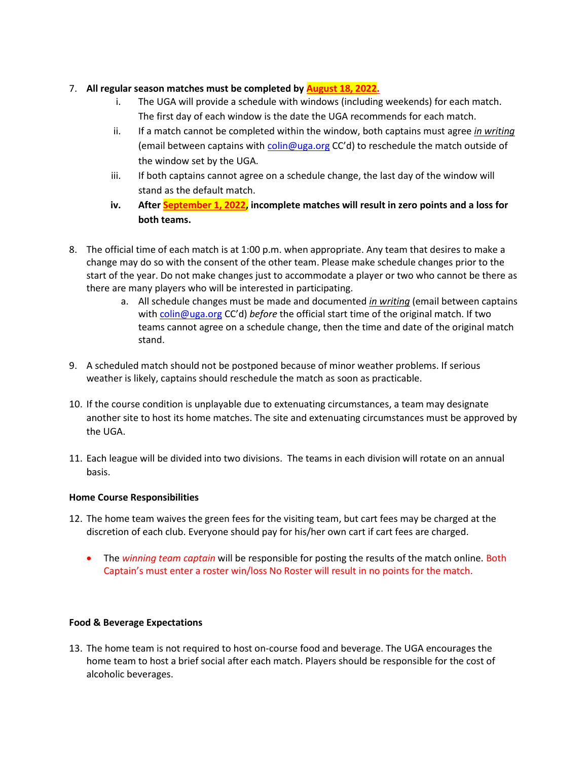7. **All regular season matches must be completed by August 18, 2022.**
    1. The UGA will provide a schedule with windows (including weekends) for each match. The first day of each window is the date the UGA recommends for each match.
    2. If a match cannot be completed within the window, both captains must agree ***in writing*** (email between captains with colin@uga.org CC'd) to reschedule the match outside of the window set by the UGA.
    3. If both captains cannot agree on a schedule change, the last day of the window will stand as the default match.
    4. **After September 1, 2022, incomplete matches will result in zero points and a loss for both teams.**

8. The official time of each match is at 1:00 p.m. when appropriate. Any team that desires to make a change may do so with the consent of the other team. Please make schedule changes prior to the start of the year. Do not make changes just to accommodate a player or two who cannot be there as there are many players who will be interested in participating.
    1. All schedule changes must be made and documented ***in writing*** (email between captains with colin@uga.org CC'd) *before* the official start time of the original match. If two teams cannot agree on a schedule change, then the time and date of the original match stand.

9. A scheduled match should not be postponed because of minor weather problems. If serious weather is likely, captains should reschedule the match as soon as practicable.

10. If the course condition is unplayable due to extenuating circumstances, a team may designate another site to host its home matches. The site and extenuating circumstances must be approved by the UGA.

11. Each league will be divided into two divisions. The teams in each division will rotate on an annual basis.

**Home Course Responsibilities**

12. The home team waives the green fees for the visiting team, but cart fees may be charged at the discretion of each club. Everyone should pay for his/her own cart if cart fees are charged.

- The *winning team captain* will be responsible for posting the results of the match online. Both Captain's must enter a roster win/loss No Roster will result in no points for the match.

**Food & Beverage Expectations**

13. The home team is not required to host on-course food and beverage. The UGA encourages the home team to host a brief social after each match. Players should be responsible for the cost of alcoholic beverages.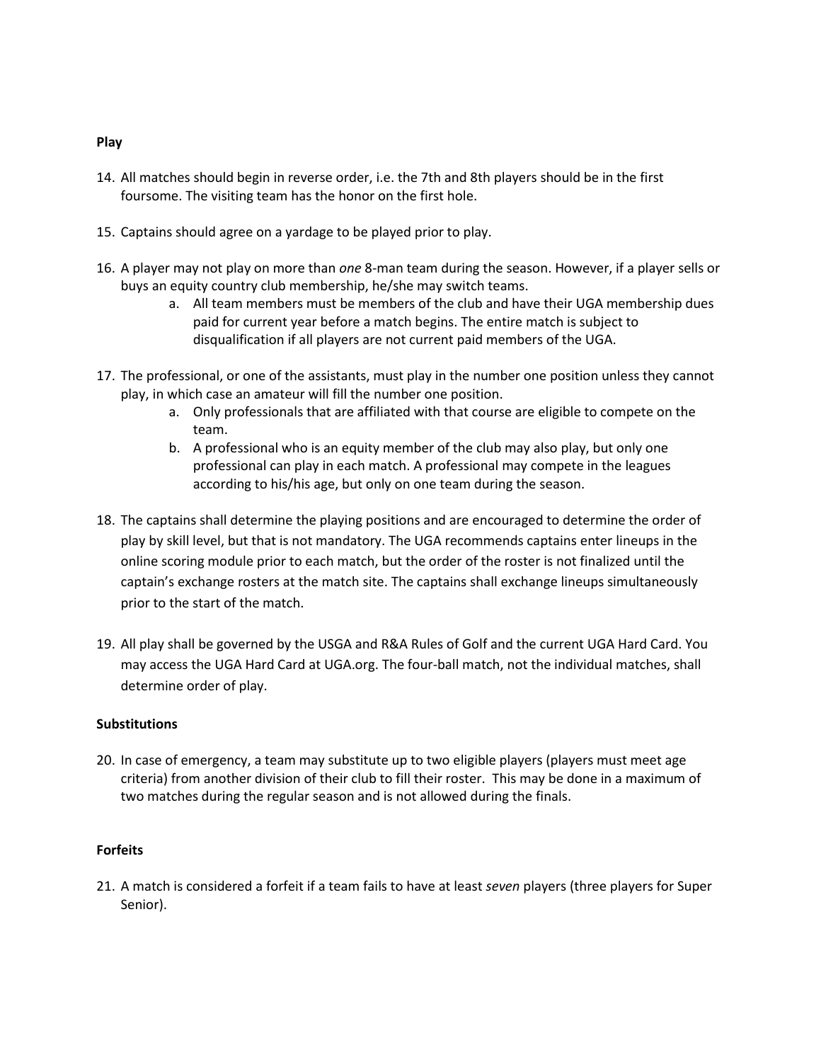**Play**

14. All matches should begin in reverse order, i.e. the 7th and 8th players should be in the first foursome. The visiting team has the honor on the first hole.

15. Captains should agree on a yardage to be played prior to play.

16. A player may not play on more than *one* 8-man team during the season. However, if a player sells or buys an equity country club membership, he/she may switch teams.
    a. All team members must be members of the club and have their UGA membership dues paid for current year before a match begins. The entire match is subject to disqualification if all players are not current paid members of the UGA.

17. The professional, or one of the assistants, must play in the number one position unless they cannot play, in which case an amateur will fill the number one position.
    a. Only professionals that are affiliated with that course are eligible to compete on the team.
    b. A professional who is an equity member of the club may also play, but only one professional can play in each match. A professional may compete in the leagues according to his/his age, but only on one team during the season.

18. The captains shall determine the playing positions and are encouraged to determine the order of play by skill level, but that is not mandatory. The UGA recommends captains enter lineups in the online scoring module prior to each match, but the order of the roster is not finalized until the captain's exchange rosters at the match site. The captains shall exchange lineups simultaneously prior to the start of the match.

19. All play shall be governed by the USGA and R&A Rules of Golf and the current UGA Hard Card. You may access the UGA Hard Card at UGA.org. The four-ball match, not the individual matches, shall determine order of play.

**Substitutions**

20. In case of emergency, a team may substitute up to two eligible players (players must meet age criteria) from another division of their club to fill their roster. This may be done in a maximum of two matches during the regular season and is not allowed during the finals.

**Forfeits**

21. A match is considered a forfeit if a team fails to have at least *seven* players (three players for Super Senior).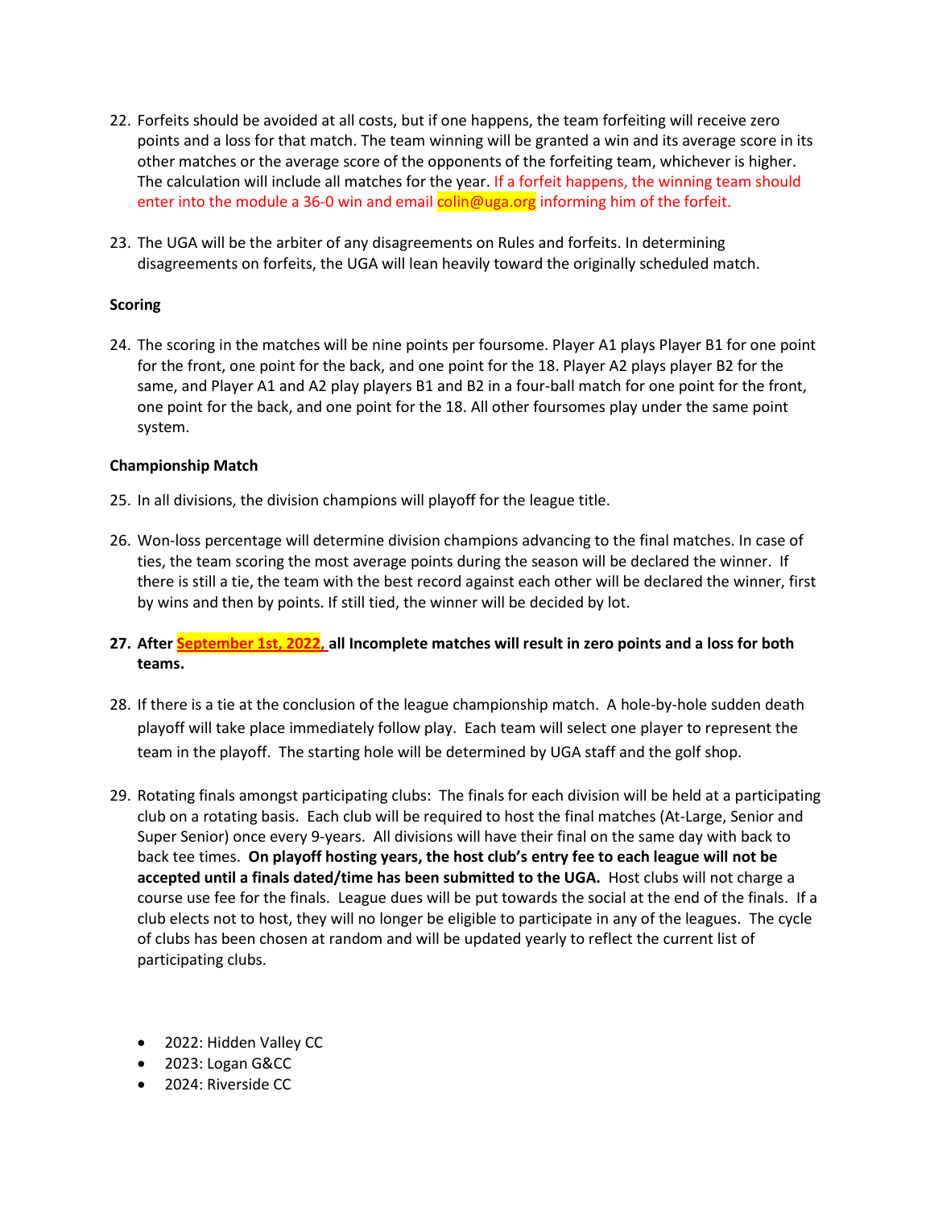22. Forfeits should be avoided at all costs, but if one happens, the team forfeiting will receive zero points and a loss for that match. The team winning will be granted a win and its average score in its other matches or the average score of the opponents of the forfeiting team, whichever is higher. The calculation will include all matches for the year. If a forfeit happens, the winning team should enter into the module a 36-0 win and email colin@uga.org informing him of the forfeit.

23. The UGA will be the arbiter of any disagreements on Rules and forfeits. In determining disagreements on forfeits, the UGA will lean heavily toward the originally scheduled match.

**Scoring**

24. The scoring in the matches will be nine points per foursome. Player A1 plays Player B1 for one point for the front, one point for the back, and one point for the 18. Player A2 plays player B2 for the same, and Player A1 and A2 play players B1 and B2 in a four-ball match for one point for the front, one point for the back, and one point for the 18. All other foursomes play under the same point system.

**Championship Match**

25. In all divisions, the division champions will playoff for the league title.

26. Won-loss percentage will determine division champions advancing to the final matches. In case of ties, the team scoring the most average points during the season will be declared the winner. If there is still a tie, the team with the best record against each other will be declared the winner, first by wins and then by points. If still tied, the winner will be decided by lot.

27. **After September 1st, 2022, all Incomplete matches will result in zero points and a loss for both teams.**

28. If there is a tie at the conclusion of the league championship match. A hole-by-hole sudden death playoff will take place immediately follow play. Each team will select one player to represent the team in the playoff. The starting hole will be determined by UGA staff and the golf shop.

29. Rotating finals amongst participating clubs: The finals for each division will be held at a participating club on a rotating basis. Each club will be required to host the final matches (At-Large, Senior and Super Senior) once every 9-years. All divisions will have their final on the same day with back to back tee times. **On playoff hosting years, the host club's entry fee to each league will not be accepted until a finals dated/time has been submitted to the UGA.** Host clubs will not charge a course use fee for the finals. League dues will be put towards the social at the end of the finals. If a club elects not to host, they will no longer be eligible to participate in any of the leagues. The cycle of clubs has been chosen at random and will be updated yearly to reflect the current list of participating clubs.

- 2022: Hidden Valley CC
- 2023: Logan G&CC
- 2024: Riverside CC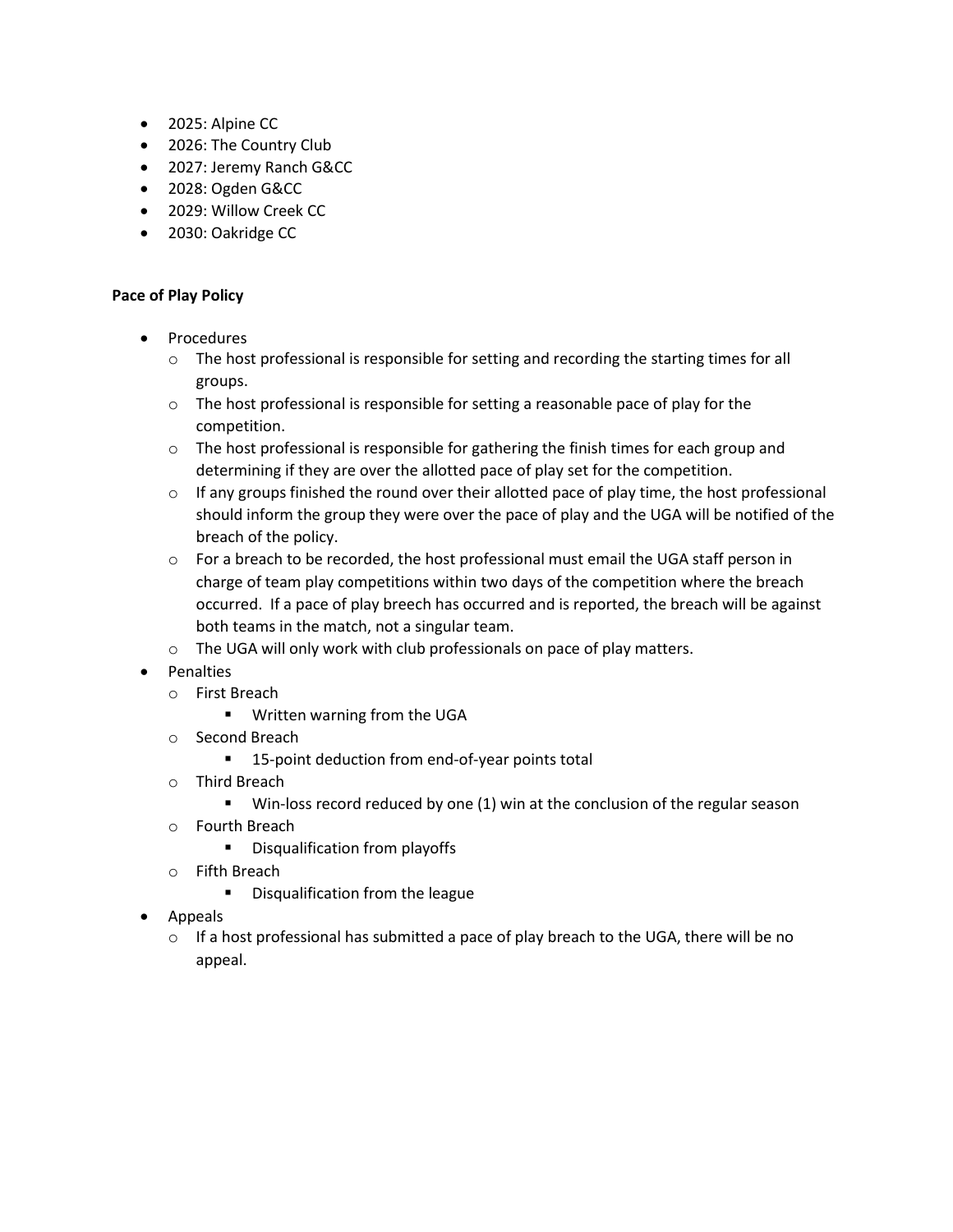- 2025: Alpine CC
- 2026: The Country Club
- 2027: Jeremy Ranch G&CC
- 2028: Ogden G&CC
- 2029: Willow Creek CC
- 2030: Oakridge CC

**Pace of Play Policy**

- Procedures
  - The host professional is responsible for setting and recording the starting times for all groups.
  - The host professional is responsible for setting a reasonable pace of play for the competition.
  - The host professional is responsible for gathering the finish times for each group and determining if they are over the allotted pace of play set for the competition.
  - If any groups finished the round over their allotted pace of play time, the host professional should inform the group they were over the pace of play and the UGA will be notified of the breach of the policy.
  - For a breach to be recorded, the host professional must email the UGA staff person in charge of team play competitions within two days of the competition where the breach occurred. If a pace of play breech has occurred and is reported, the breach will be against both teams in the match, not a singular team.
  - The UGA will only work with club professionals on pace of play matters.
- Penalties
  - First Breach
    - Written warning from the UGA
  - Second Breach
    - 15-point deduction from end-of-year points total
  - Third Breach
    - Win-loss record reduced by one (1) win at the conclusion of the regular season
  - Fourth Breach
    - Disqualification from playoffs
  - Fifth Breach
    - Disqualification from the league
- Appeals
  - If a host professional has submitted a pace of play breach to the UGA, there will be no appeal.